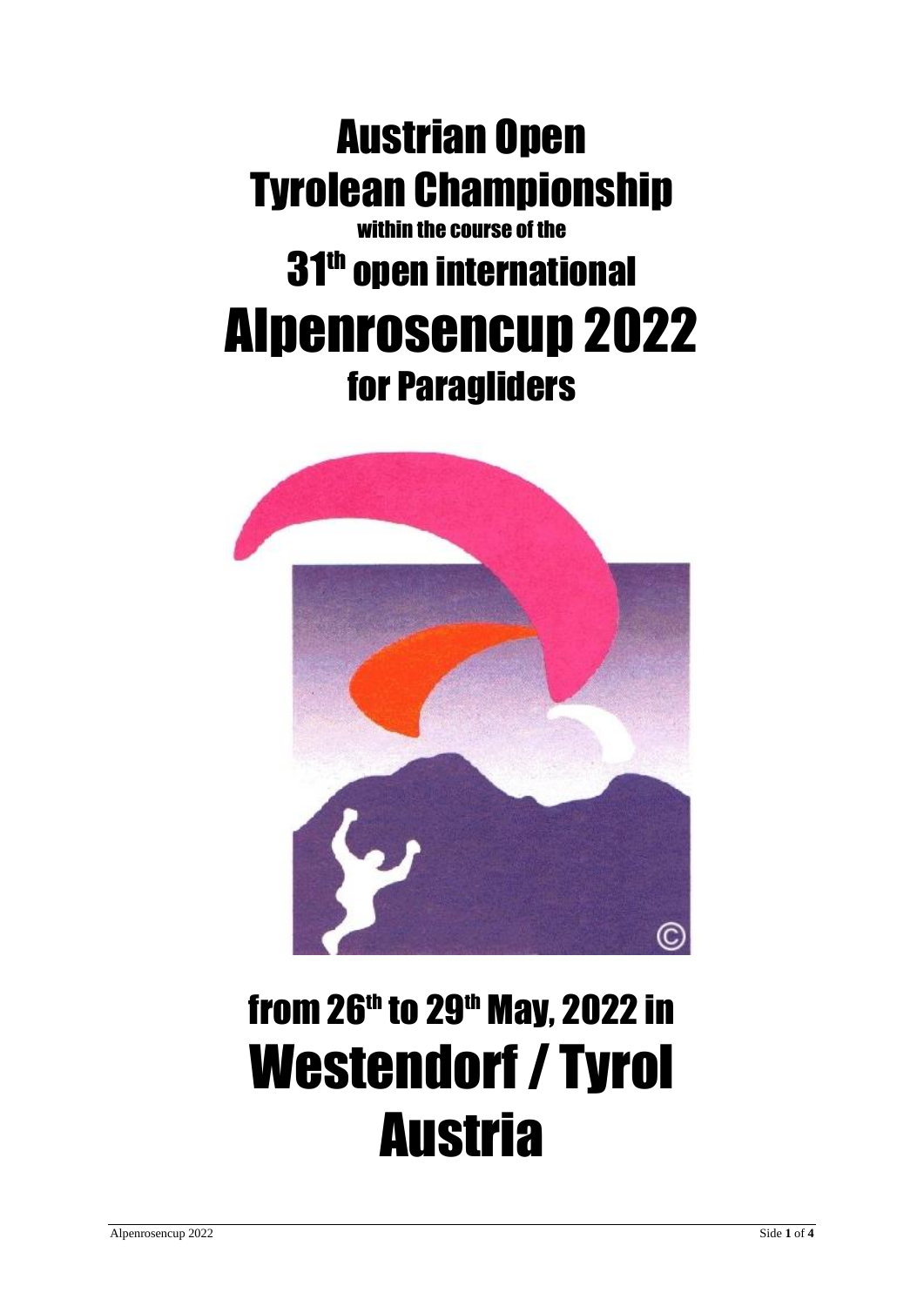# Austrian Open
# Tyrolean Championship

### within the course of the

## 31th open international

# Alpenrosencup 2022

## for Paragliders

## from 26th to 29th May, 2022 in

# Westendorf / Tyrol
# Austria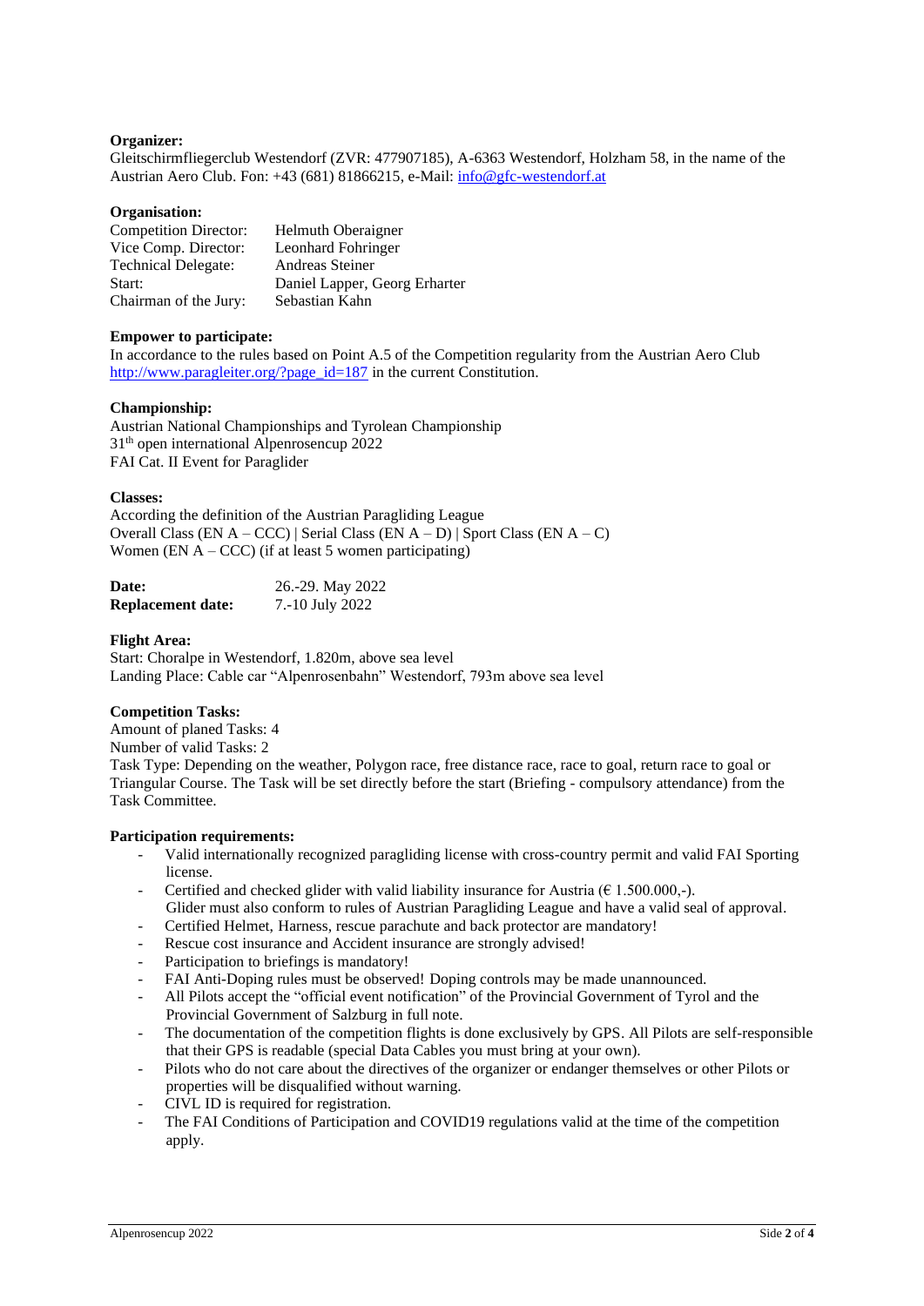**Organizer:**
Gleitschirmfliegerclub Westendorf (ZVR: 477907185), A-6363 Westendorf, Holzham 58, in the name of the Austrian Aero Club. Fon: +43 (681) 81866215, e-Mail: info@gfc-westendorf.at

**Organisation:**

| | |
|---|---|
| Competition Director: | Helmuth Oberaigner |
| Vice Comp. Director: | Leonhard Fohringer |
| Technical Delegate: | Andreas Steiner |
| Start: | Daniel Lapper, Georg Erharter |
| Chairman of the Jury: | Sebastian Kahn |

**Empower to participate:**
In accordance to the rules based on Point A.5 of the Competition regularity from the Austrian Aero Club http://www.paragleiter.org/?page_id=187 in the current Constitution.

**Championship:**
Austrian National Championships and Tyrolean Championship
31th open international Alpenrosencup 2022
FAI Cat. II Event for Paraglider

**Classes:**
According the definition of the Austrian Paragliding League
Overall Class (EN A – CCC) | Serial Class (EN A – D) | Sport Class (EN A – C)
Women (EN A – CCC) (if at least 5 women participating)

| | |
|---|---|
| **Date:** | 26.-29. May 2022 |
| **Replacement date:** | 7.-10 July 2022 |

**Flight Area:**
Start: Choralpe in Westendorf, 1.820m, above sea level
Landing Place: Cable car "Alpenrosenbahn" Westendorf, 793m above sea level

**Competition Tasks:**
Amount of planed Tasks: 4
Number of valid Tasks: 2
Task Type: Depending on the weather, Polygon race, free distance race, race to goal, return race to goal or Triangular Course. The Task will be set directly before the start (Briefing - compulsory attendance) from the Task Committee.

**Participation requirements:**

- Valid internationally recognized paragliding license with cross-country permit and valid FAI Sporting license.
- Certified and checked glider with valid liability insurance for Austria (€ 1.500.000,-). Glider must also conform to rules of Austrian Paragliding League and have a valid seal of approval.
- Certified Helmet, Harness, rescue parachute and back protector are mandatory!
- Rescue cost insurance and Accident insurance are strongly advised!
- Participation to briefings is mandatory!
- FAI Anti-Doping rules must be observed! Doping controls may be made unannounced.
- All Pilots accept the "official event notification" of the Provincial Government of Tyrol and the Provincial Government of Salzburg in full note.
- The documentation of the competition flights is done exclusively by GPS. All Pilots are self-responsible that their GPS is readable (special Data Cables you must bring at your own).
- Pilots who do not care about the directives of the organizer or endanger themselves or other Pilots or properties will be disqualified without warning.
- CIVL ID is required for registration.
- The FAI Conditions of Participation and COVID19 regulations valid at the time of the competition apply.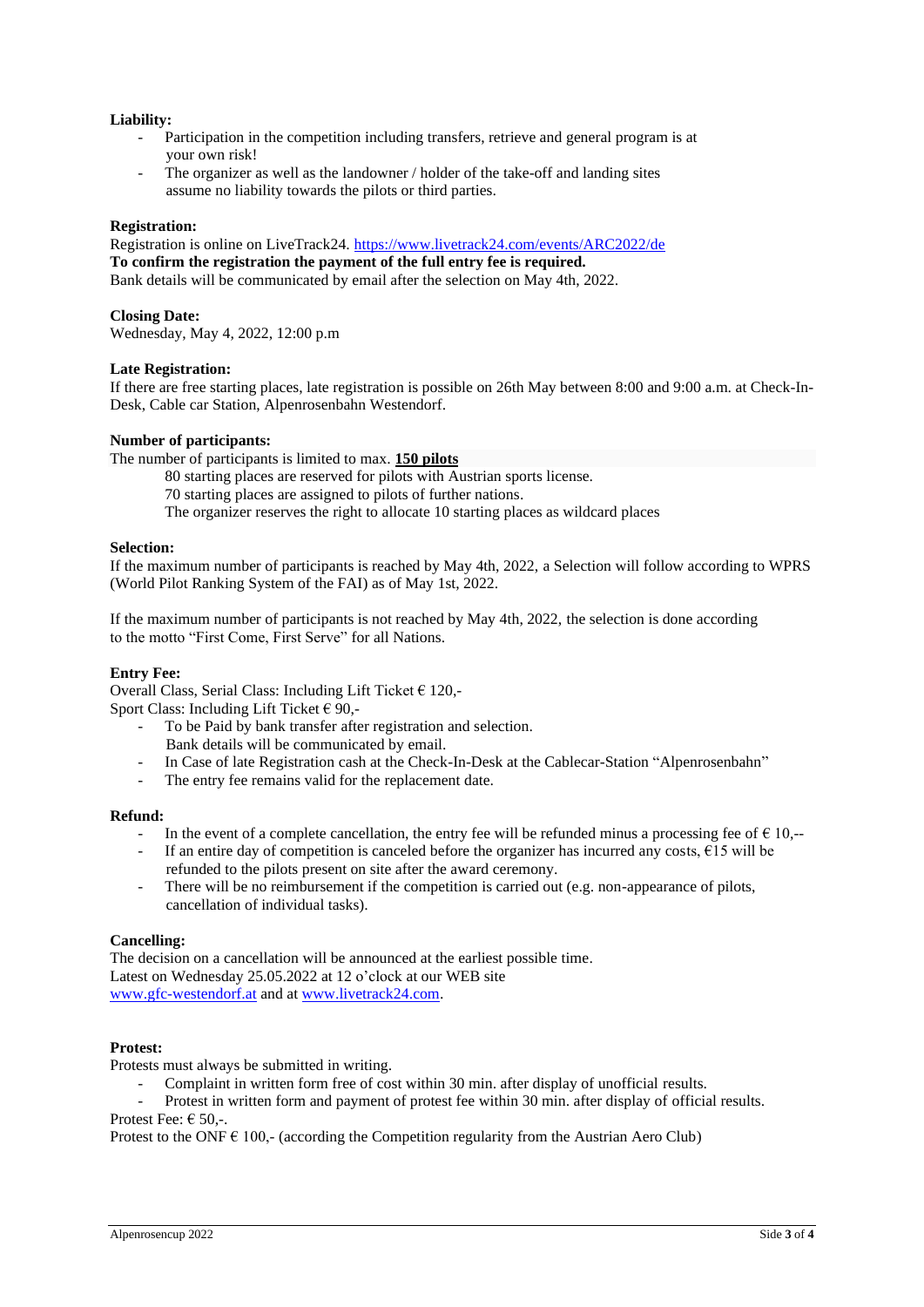**Liability:**

- Participation in the competition including transfers, retrieve and general program is at your own risk!
- The organizer as well as the landowner / holder of the take-off and landing sites assume no liability towards the pilots or third parties.

**Registration:**

Registration is online on LiveTrack24. [https://www.livetrack24.com/events/ARC2022/de](https://www.livetrack24.com/events/ARC2022/de)
**To confirm the registration the payment of the full entry fee is required.**
Bank details will be communicated by email after the selection on May 4th, 2022.

**Closing Date:**

Wednesday, May 4, 2022, 12:00 p.m

**Late Registration:**

If there are free starting places, late registration is possible on 26th May between 8:00 and 9:00 a.m. at Check-In-Desk, Cable car Station, Alpenrosenbahn Westendorf.

**Number of participants:**

The number of participants is limited to max. **150 pilots**

80 starting places are reserved for pilots with Austrian sports license.
70 starting places are assigned to pilots of further nations.
The organizer reserves the right to allocate 10 starting places as wildcard places

**Selection:**

If the maximum number of participants is reached by May 4th, 2022, a Selection will follow according to WPRS (World Pilot Ranking System of the FAI) as of May 1st, 2022.

If the maximum number of participants is not reached by May 4th, 2022, the selection is done according to the motto "First Come, First Serve" for all Nations.

**Entry Fee:**

Overall Class, Serial Class: Including Lift Ticket € 120,-
Sport Class: Including Lift Ticket € 90,-

- To be Paid by bank transfer after registration and selection.
  Bank details will be communicated by email.
- In Case of late Registration cash at the Check-In-Desk at the Cablecar-Station "Alpenrosenbahn"
- The entry fee remains valid for the replacement date.

**Refund:**

- In the event of a complete cancellation, the entry fee will be refunded minus a processing fee of € 10,--
- If an entire day of competition is canceled before the organizer has incurred any costs, €15 will be refunded to the pilots present on site after the award ceremony.
- There will be no reimbursement if the competition is carried out (e.g. non-appearance of pilots, cancellation of individual tasks).

**Cancelling:**

The decision on a cancellation will be announced at the earliest possible time.
Latest on Wednesday 25.05.2022 at 12 o'clock at our WEB site
[www.gfc-westendorf.at](www.gfc-westendorf.at) and at [www.livetrack24.com](www.livetrack24.com).

**Protest:**

Protests must always be submitted in writing.

- Complaint in written form free of cost within 30 min. after display of unofficial results.
- Protest in written form and payment of protest fee within 30 min. after display of official results.

Protest Fee: € 50,-.
Protest to the ONF € 100,- (according the Competition regularity from the Austrian Aero Club)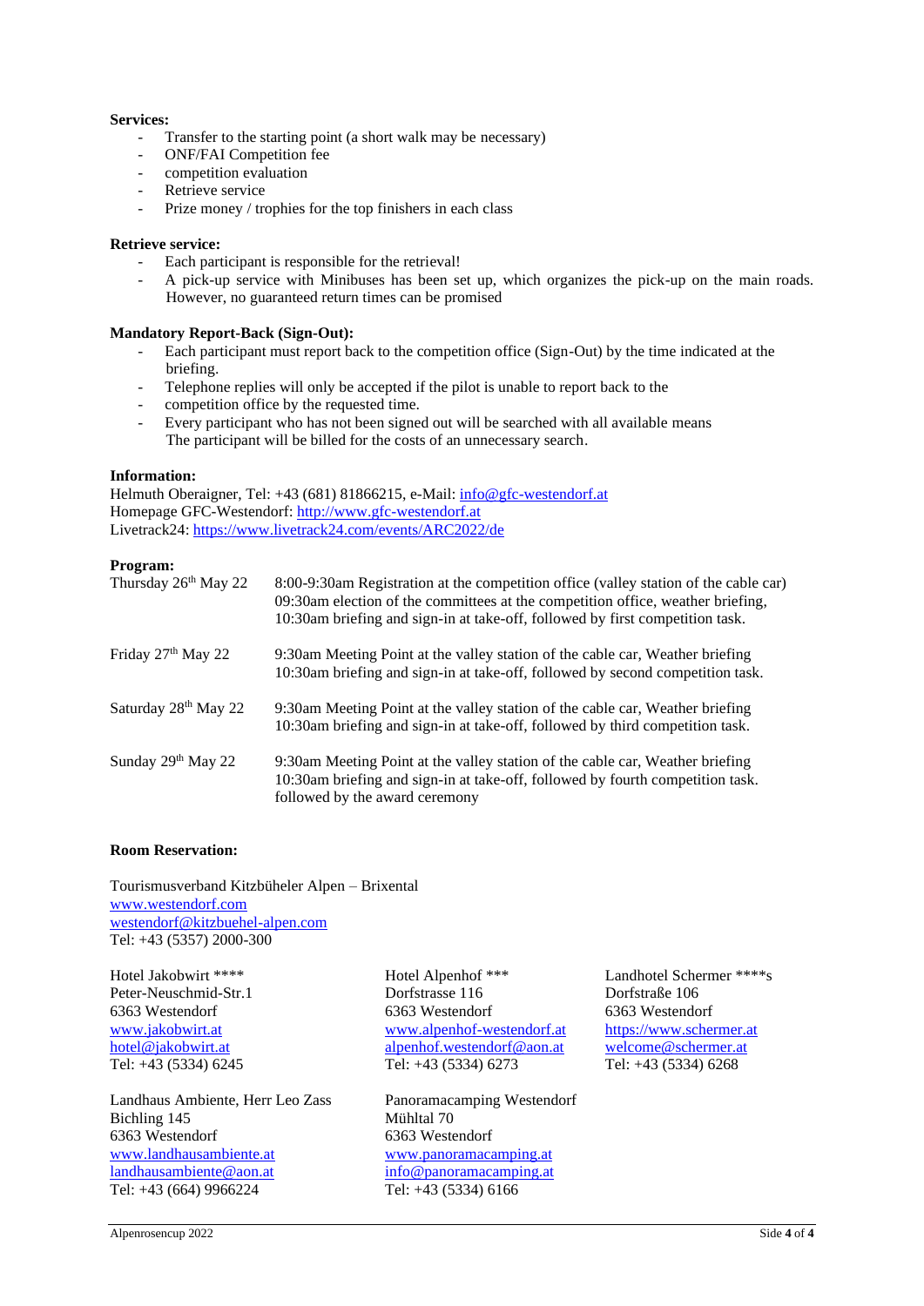**Services:**

- Transfer to the starting point (a short walk may be necessary)
- ONF/FAI Competition fee
- competition evaluation
- Retrieve service
- Prize money / trophies for the top finishers in each class

**Retrieve service:**

- Each participant is responsible for the retrieval!
- A pick-up service with Minibuses has been set up, which organizes the pick-up on the main roads. However, no guaranteed return times can be promised

**Mandatory Report-Back (Sign-Out):**

- Each participant must report back to the competition office (Sign-Out) by the time indicated at the briefing.
- Telephone replies will only be accepted if the pilot is unable to report back to the
- competition office by the requested time.
- Every participant who has not been signed out will be searched with all available means The participant will be billed for the costs of an unnecessary search.

**Information:**

Helmuth Oberaigner, Tel: +43 (681) 81866215, e-Mail: info@gfc-westendorf.at
Homepage GFC-Westendorf: http://www.gfc-westendorf.at
Livetrack24: https://www.livetrack24.com/events/ARC2022/de

**Program:**

| | |
|---|---|
| Thursday 26th May 22 | 8:00-9:30am Registration at the competition office (valley station of the cable car) 09:30am election of the committees at the competition office, weather briefing, 10:30am briefing and sign-in at take-off, followed by first competition task. |
| Friday 27th May 22 | 9:30am Meeting Point at the valley station of the cable car, Weather briefing 10:30am briefing and sign-in at take-off, followed by second competition task. |
| Saturday 28th May 22 | 9:30am Meeting Point at the valley station of the cable car, Weather briefing 10:30am briefing and sign-in at take-off, followed by third competition task. |
| Sunday 29th May 22 | 9:30am Meeting Point at the valley station of the cable car, Weather briefing 10:30am briefing and sign-in at take-off, followed by fourth competition task. followed by the award ceremony |

**Room Reservation:**

Tourismusverband Kitzbüheler Alpen – Brixental
www.westendorf.com
westendorf@kitzbuehel-alpen.com
Tel: +43 (5357) 2000-300

Hotel Jakobwirt ****
Peter-Neuschmid-Str.1
6363 Westendorf
www.jakobwirt.at
hotel@jakobwirt.at
Tel: +43 (5334) 6245

Hotel Alpenhof ***
Dorfstrasse 116
6363 Westendorf
www.alpenhof-westendorf.at
alpenhof.westendorf@aon.at
Tel: +43 (5334) 6273

Landhotel Schermer ****s
Dorfstraße 106
6363 Westendorf
https://www.schermer.at
welcome@schermer.at
Tel: +43 (5334) 6268

Landhaus Ambiente, Herr Leo Zass
Bichling 145
6363 Westendorf
www.landhausambiente.at
landhausambiente@aon.at
Tel: +43 (664) 9966224

Panoramacamping Westendorf
Mühltal 70
6363 Westendorf
www.panoramacamping.at
info@panoramacamping.at
Tel: +43 (5334) 6166